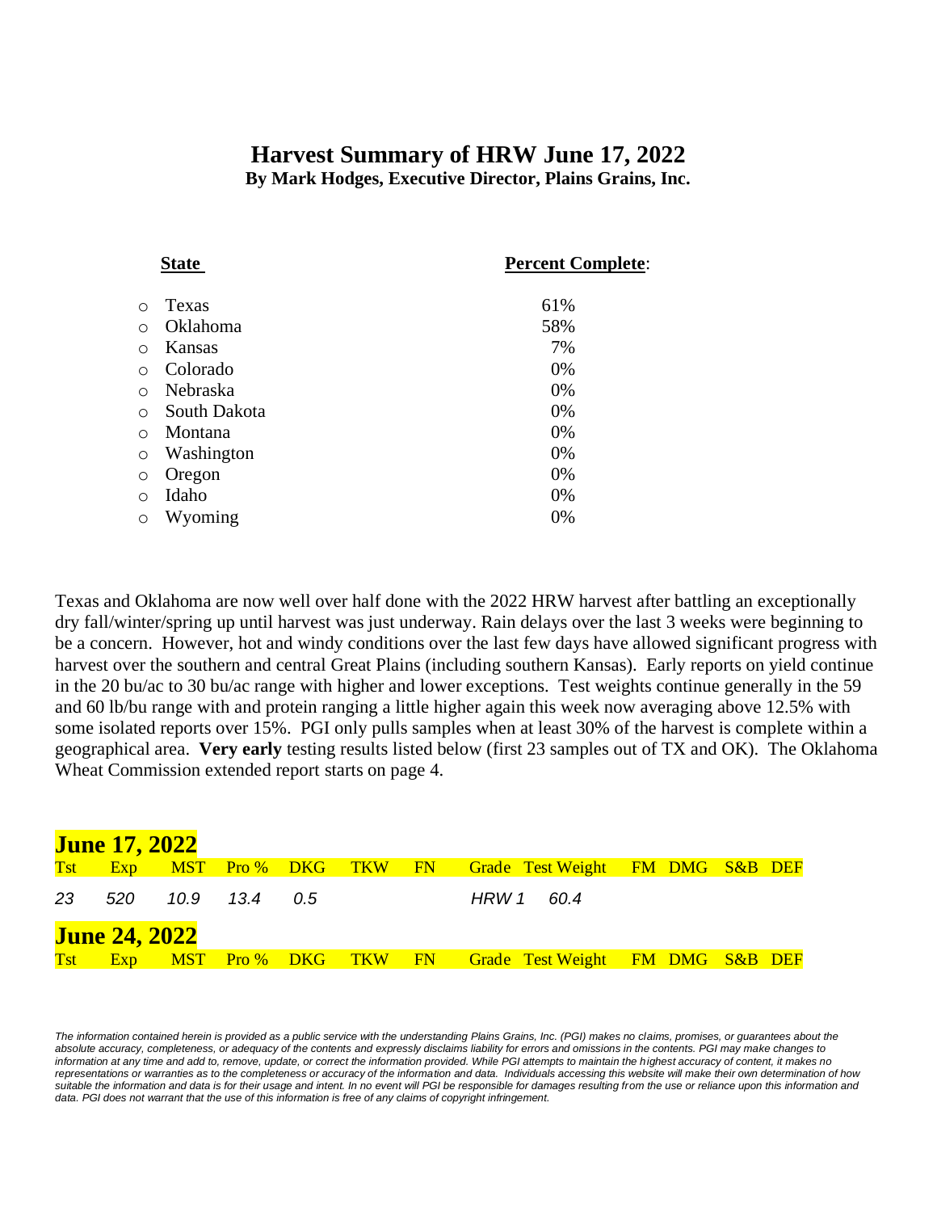# Harvest Summary of HRW June 17, 2022

**By Mark Hodges, Executive Director, Plains Grains, Inc.**

| **State** | **Percent Complete**: |
|---|---|
| Texas | 61% |
| Oklahoma | 58% |
| Kansas | 7% |
| Colorado | 0% |
| Nebraska | 0% |
| South Dakota | 0% |
| Montana | 0% |
| Washington | 0% |
| Oregon | 0% |
| Idaho | 0% |
| Wyoming | 0% |

Texas and Oklahoma are now well over half done with the 2022 HRW harvest after battling an exceptionally dry fall/winter/spring up until harvest was just underway. Rain delays over the last 3 weeks were beginning to be a concern. However, hot and windy conditions over the last few days have allowed significant progress with harvest over the southern and central Great Plains (including southern Kansas). Early reports on yield continue in the 20 bu/ac to 30 bu/ac range with higher and lower exceptions. Test weights continue generally in the 59 and 60 lb/bu range with and protein ranging a little higher again this week now averaging above 12.5% with some isolated reports over 15%. PGI only pulls samples when at least 30% of the harvest is complete within a geographical area. **Very early** testing results listed below (first 23 samples out of TX and OK). The Oklahoma Wheat Commission extended report starts on page 4.

**June 17, 2022**

| Tst | Exp | MST | Pro % | DKG | TKW | FN | Grade | Test Weight | FM | DMG | S&B | DEF |
|---|---|---|---|---|---|---|---|---|---|---|---|---|
| *23* | *520* | *10.9* | *13.4* | *0.5* | | | *HRW 1* | *60.4* | | | | |

**June 24, 2022**

| Tst | Exp | MST | Pro % | DKG | TKW | FN | Grade | Test Weight | FM | DMG | S&B | DEF |
|---|---|---|---|---|---|---|---|---|---|---|---|---|

*The information contained herein is provided as a public service with the understanding Plains Grains, Inc. (PGI) makes no claims, promises, or guarantees about the absolute accuracy, completeness, or adequacy of the contents and expressly disclaims liability for errors and omissions in the contents. PGI may make changes to information at any time and add to, remove, update, or correct the information provided. While PGI attempts to maintain the highest accuracy of content, it makes no representations or warranties as to the completeness or accuracy of the information and data. Individuals accessing this website will make their own determination of how suitable the information and data is for their usage and intent. In no event will PGI be responsible for damages resulting from the use or reliance upon this information and data. PGI does not warrant that the use of this information is free of any claims of copyright infringement.*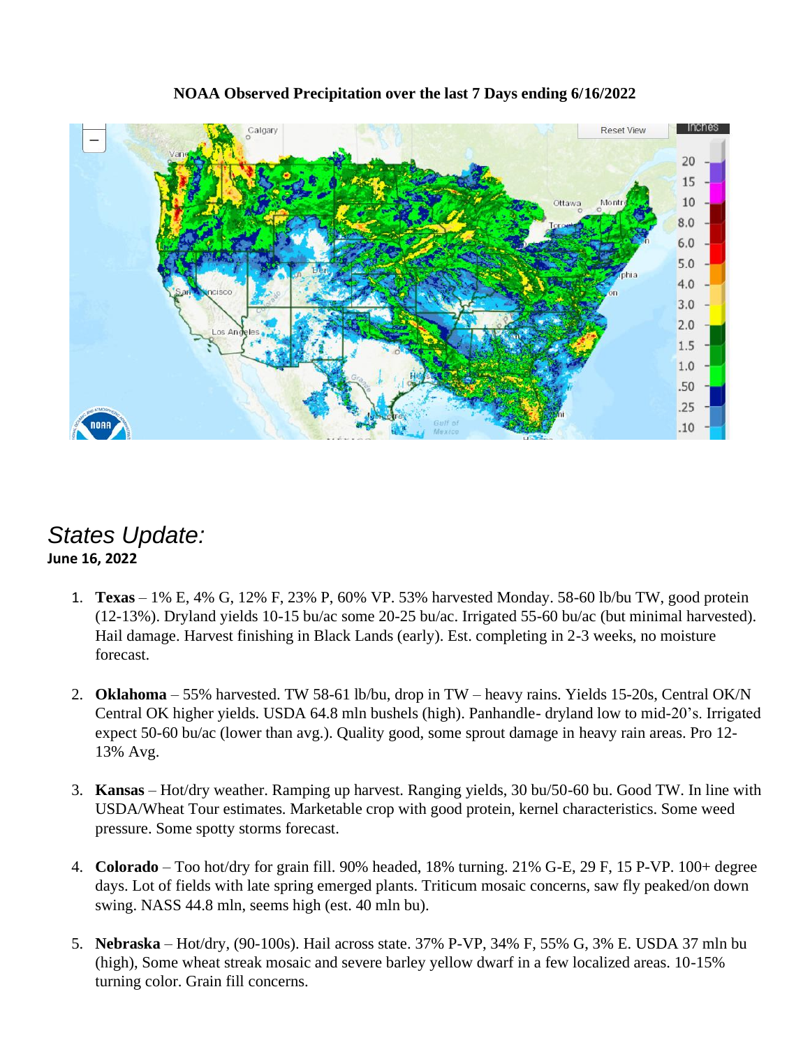**NOAA Observed Precipitation over the last 7 Days ending 6/16/2022**

## *States Update:*

**June 16, 2022**

1. **Texas** – 1% E, 4% G, 12% F, 23% P, 60% VP. 53% harvested Monday. 58-60 lb/bu TW, good protein (12-13%). Dryland yields 10-15 bu/ac some 20-25 bu/ac. Irrigated 55-60 bu/ac (but minimal harvested). Hail damage. Harvest finishing in Black Lands (early). Est. completing in 2-3 weeks, no moisture forecast.

2. **Oklahoma** – 55% harvested. TW 58-61 lb/bu, drop in TW – heavy rains. Yields 15-20s, Central OK/N Central OK higher yields. USDA 64.8 mln bushels (high). Panhandle- dryland low to mid-20's. Irrigated expect 50-60 bu/ac (lower than avg.). Quality good, some sprout damage in heavy rain areas. Pro 12-13% Avg.

3. **Kansas** – Hot/dry weather. Ramping up harvest. Ranging yields, 30 bu/50-60 bu. Good TW. In line with USDA/Wheat Tour estimates. Marketable crop with good protein, kernel characteristics. Some weed pressure. Some spotty storms forecast.

4. **Colorado** – Too hot/dry for grain fill. 90% headed, 18% turning. 21% G-E, 29 F, 15 P-VP. 100+ degree days. Lot of fields with late spring emerged plants. Triticum mosaic concerns, saw fly peaked/on down swing. NASS 44.8 mln, seems high (est. 40 mln bu).

5. **Nebraska** – Hot/dry, (90-100s). Hail across state. 37% P-VP, 34% F, 55% G, 3% E. USDA 37 mln bu (high), Some wheat streak mosaic and severe barley yellow dwarf in a few localized areas. 10-15% turning color. Grain fill concerns.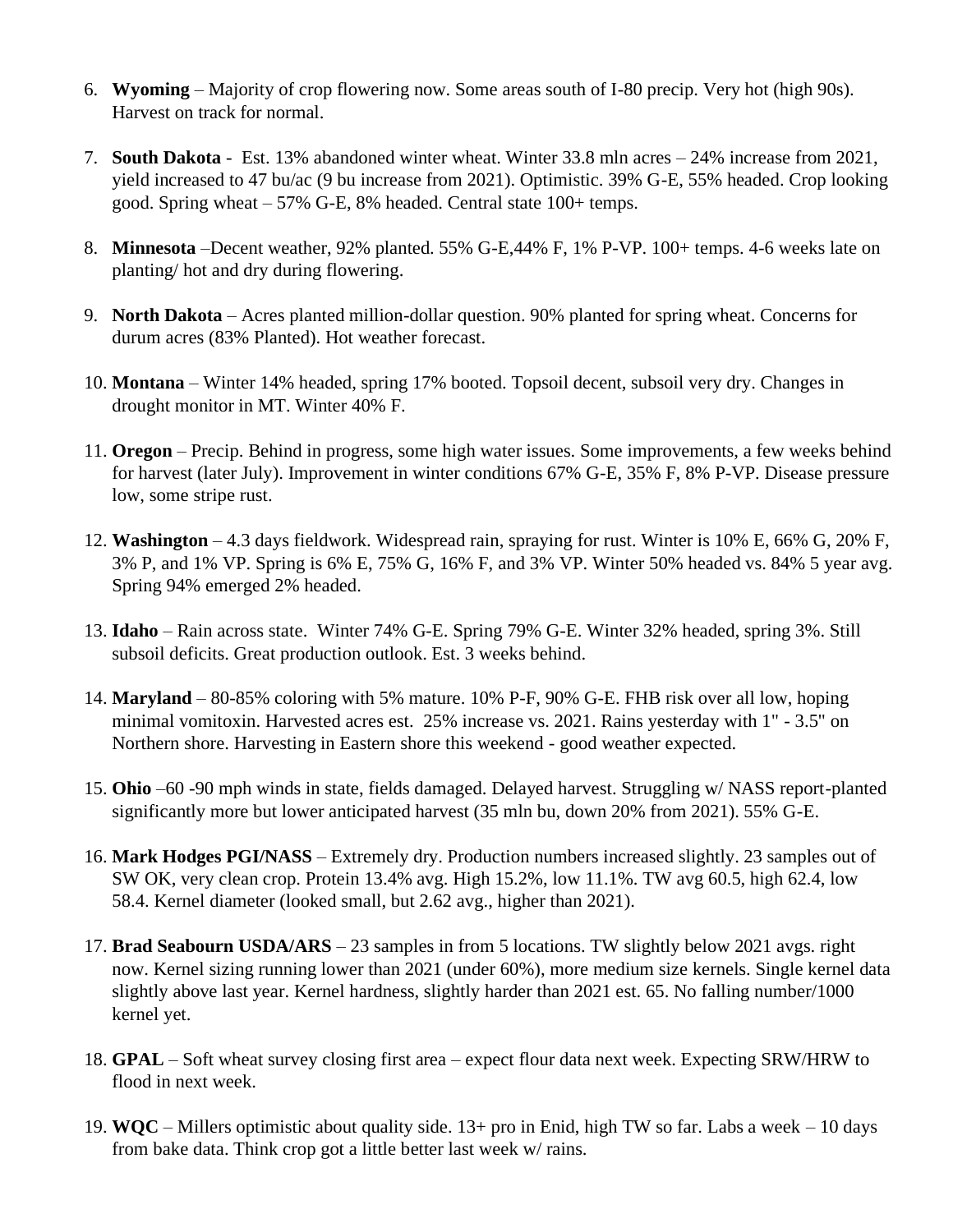6. **Wyoming** – Majority of crop flowering now. Some areas south of I-80 precip. Very hot (high 90s). Harvest on track for normal.

7. **South Dakota** - Est. 13% abandoned winter wheat. Winter 33.8 mln acres – 24% increase from 2021, yield increased to 47 bu/ac (9 bu increase from 2021). Optimistic. 39% G-E, 55% headed. Crop looking good. Spring wheat – 57% G-E, 8% headed. Central state 100+ temps.

8. **Minnesota** –Decent weather, 92% planted. 55% G-E,44% F, 1% P-VP. 100+ temps. 4-6 weeks late on planting/ hot and dry during flowering.

9. **North Dakota** – Acres planted million-dollar question. 90% planted for spring wheat. Concerns for durum acres (83% Planted). Hot weather forecast.

10. **Montana** – Winter 14% headed, spring 17% booted. Topsoil decent, subsoil very dry. Changes in drought monitor in MT. Winter 40% F.

11. **Oregon** – Precip. Behind in progress, some high water issues. Some improvements, a few weeks behind for harvest (later July). Improvement in winter conditions 67% G-E, 35% F, 8% P-VP. Disease pressure low, some stripe rust.

12. **Washington** – 4.3 days fieldwork. Widespread rain, spraying for rust. Winter is 10% E, 66% G, 20% F, 3% P, and 1% VP. Spring is 6% E, 75% G, 16% F, and 3% VP. Winter 50% headed vs. 84% 5 year avg. Spring 94% emerged 2% headed.

13. **Idaho** – Rain across state. Winter 74% G-E. Spring 79% G-E. Winter 32% headed, spring 3%. Still subsoil deficits. Great production outlook. Est. 3 weeks behind.

14. **Maryland** – 80-85% coloring with 5% mature. 10% P-F, 90% G-E. FHB risk over all low, hoping minimal vomitoxin. Harvested acres est. 25% increase vs. 2021. Rains yesterday with 1" - 3.5" on Northern shore. Harvesting in Eastern shore this weekend - good weather expected.

15. **Ohio** –60 -90 mph winds in state, fields damaged. Delayed harvest. Struggling w/ NASS report-planted significantly more but lower anticipated harvest (35 mln bu, down 20% from 2021). 55% G-E.

16. **Mark Hodges PGI/NASS** – Extremely dry. Production numbers increased slightly. 23 samples out of SW OK, very clean crop. Protein 13.4% avg. High 15.2%, low 11.1%. TW avg 60.5, high 62.4, low 58.4. Kernel diameter (looked small, but 2.62 avg., higher than 2021).

17. **Brad Seabourn USDA/ARS** – 23 samples in from 5 locations. TW slightly below 2021 avgs. right now. Kernel sizing running lower than 2021 (under 60%), more medium size kernels. Single kernel data slightly above last year. Kernel hardness, slightly harder than 2021 est. 65. No falling number/1000 kernel yet.

18. **GPAL** – Soft wheat survey closing first area – expect flour data next week. Expecting SRW/HRW to flood in next week.

19. **WQC** – Millers optimistic about quality side. 13+ pro in Enid, high TW so far. Labs a week – 10 days from bake data. Think crop got a little better last week w/ rains.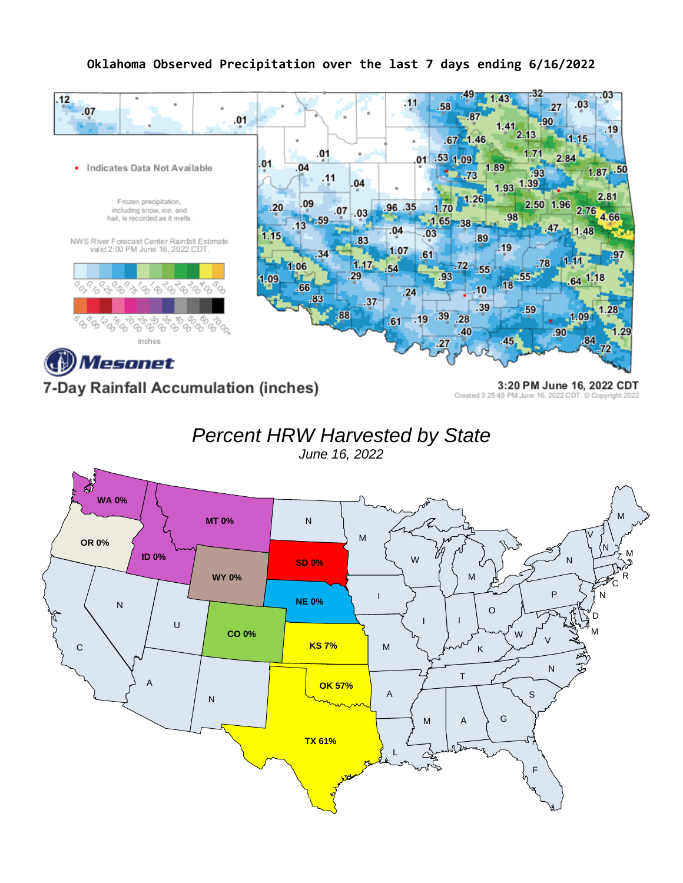## Oklahoma Observed Precipitation over the last 7 days ending 6/16/2022

• Indicates Data Not Available

Frozen precipitation, including snow, ice, and hail, is recorded as it melts.

NWS River Forecast Center Rainfall Estimate valid 2:00 PM June 16, 2022 CDT.

inches

Mesonet

7-Day Rainfall Accumulation (inches)

3:20 PM June 16, 2022 CDT

Created 3:25:49 PM June 16, 2022 CDT. © Copyright 2022

## *Percent HRW Harvested by State*

*June 16, 2022*

| State | Percent Harvested |
|---|---|
| WA | 0% |
| OR | 0% |
| ID | 0% |
| MT | 0% |
| WY | 0% |
| SD | 0% |
| NE | 0% |
| CO | 0% |
| KS | 7% |
| OK | 57% |
| TX | 61% |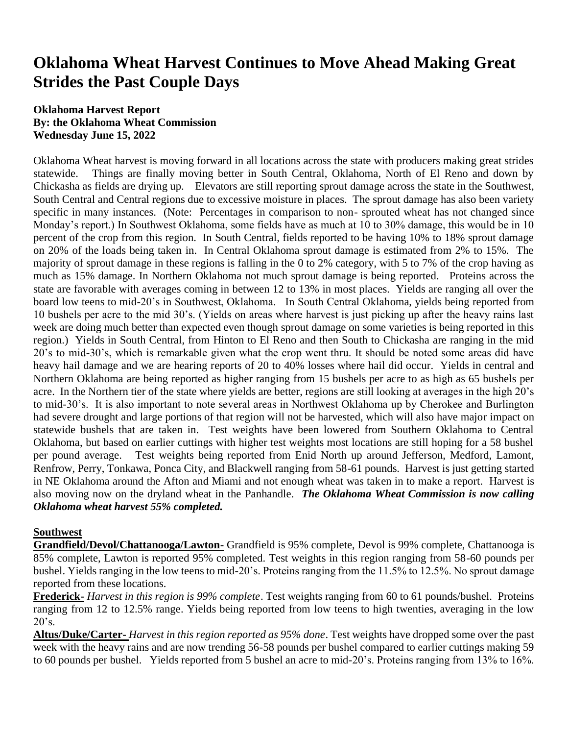# Oklahoma Wheat Harvest Continues to Move Ahead Making Great Strides the Past Couple Days

**Oklahoma Harvest Report**
**By: the Oklahoma Wheat Commission**
**Wednesday June 15, 2022**

Oklahoma Wheat harvest is moving forward in all locations across the state with producers making great strides statewide. Things are finally moving better in South Central, Oklahoma, North of El Reno and down by Chickasha as fields are drying up. Elevators are still reporting sprout damage across the state in the Southwest, South Central and Central regions due to excessive moisture in places. The sprout damage has also been variety specific in many instances. (Note: Percentages in comparison to non- sprouted wheat has not changed since Monday's report.) In Southwest Oklahoma, some fields have as much at 10 to 30% damage, this would be in 10 percent of the crop from this region. In South Central, fields reported to be having 10% to 18% sprout damage on 20% of the loads being taken in. In Central Oklahoma sprout damage is estimated from 2% to 15%. The majority of sprout damage in these regions is falling in the 0 to 2% category, with 5 to 7% of the crop having as much as 15% damage. In Northern Oklahoma not much sprout damage is being reported. Proteins across the state are favorable with averages coming in between 12 to 13% in most places. Yields are ranging all over the board low teens to mid-20's in Southwest, Oklahoma. In South Central Oklahoma, yields being reported from 10 bushels per acre to the mid 30's. (Yields on areas where harvest is just picking up after the heavy rains last week are doing much better than expected even though sprout damage on some varieties is being reported in this region.) Yields in South Central, from Hinton to El Reno and then South to Chickasha are ranging in the mid 20's to mid-30's, which is remarkable given what the crop went thru. It should be noted some areas did have heavy hail damage and we are hearing reports of 20 to 40% losses where hail did occur. Yields in central and Northern Oklahoma are being reported as higher ranging from 15 bushels per acre to as high as 65 bushels per acre. In the Northern tier of the state where yields are better, regions are still looking at averages in the high 20's to mid-30's. It is also important to note several areas in Northwest Oklahoma up by Cherokee and Burlington had severe drought and large portions of that region will not be harvested, which will also have major impact on statewide bushels that are taken in. Test weights have been lowered from Southern Oklahoma to Central Oklahoma, but based on earlier cuttings with higher test weights most locations are still hoping for a 58 bushel per pound average. Test weights being reported from Enid North up around Jefferson, Medford, Lamont, Renfrow, Perry, Tonkawa, Ponca City, and Blackwell ranging from 58-61 pounds. Harvest is just getting started in NE Oklahoma around the Afton and Miami and not enough wheat was taken in to make a report. Harvest is also moving now on the dryland wheat in the Panhandle. ***The Oklahoma Wheat Commission is now calling Oklahoma wheat harvest 55% completed.***

## Southwest

**Grandfield/Devol/Chattanooga/Lawton-** Grandfield is 95% complete, Devol is 99% complete, Chattanooga is 85% complete, Lawton is reported 95% completed. Test weights in this region ranging from 58-60 pounds per bushel. Yields ranging in the low teens to mid-20's. Proteins ranging from the 11.5% to 12.5%. No sprout damage reported from these locations.

**Frederick-** *Harvest in this region is 99% complete*. Test weights ranging from 60 to 61 pounds/bushel. Proteins ranging from 12 to 12.5% range. Yields being reported from low teens to high twenties, averaging in the low 20's.

**Altus/Duke/Carter-** *Harvest in this region reported as 95% done*. Test weights have dropped some over the past week with the heavy rains and are now trending 56-58 pounds per bushel compared to earlier cuttings making 59 to 60 pounds per bushel. Yields reported from 5 bushel an acre to mid-20's. Proteins ranging from 13% to 16%.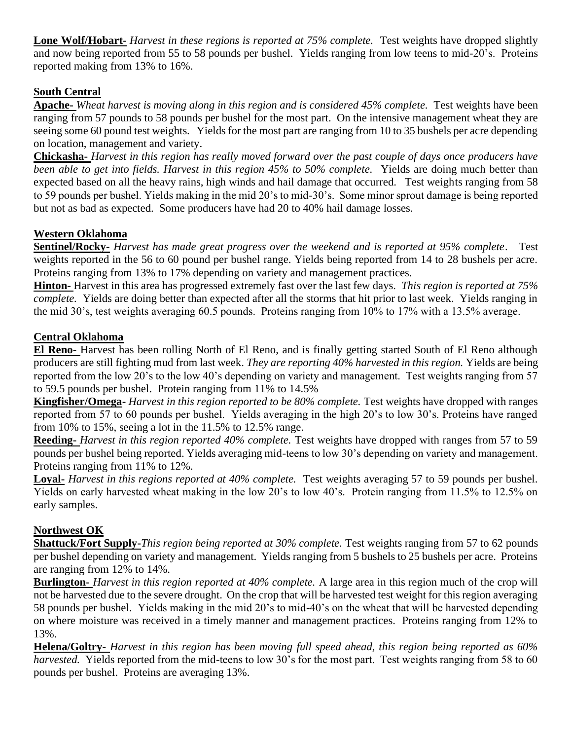**Lone Wolf/Hobart-** *Harvest in these regions is reported at 75% complete.* Test weights have dropped slightly and now being reported from 55 to 58 pounds per bushel. Yields ranging from low teens to mid-20's. Proteins reported making from 13% to 16%.

## South Central

**Apache-** *Wheat harvest is moving along in this region and is considered 45% complete.* Test weights have been ranging from 57 pounds to 58 pounds per bushel for the most part. On the intensive management wheat they are seeing some 60 pound test weights. Yields for the most part are ranging from 10 to 35 bushels per acre depending on location, management and variety.

**Chickasha-** *Harvest in this region has really moved forward over the past couple of days once producers have been able to get into fields. Harvest in this region 45% to 50% complete.* Yields are doing much better than expected based on all the heavy rains, high winds and hail damage that occurred. Test weights ranging from 58 to 59 pounds per bushel. Yields making in the mid 20's to mid-30's. Some minor sprout damage is being reported but not as bad as expected. Some producers have had 20 to 40% hail damage losses.

## Western Oklahoma

**Sentinel/Rocky-** *Harvest has made great progress over the weekend and is reported at 95% complete*. Test weights reported in the 56 to 60 pound per bushel range. Yields being reported from 14 to 28 bushels per acre. Proteins ranging from 13% to 17% depending on variety and management practices.

**Hinton-** Harvest in this area has progressed extremely fast over the last few days. *This region is reported at 75% complete.* Yields are doing better than expected after all the storms that hit prior to last week. Yields ranging in the mid 30's, test weights averaging 60.5 pounds. Proteins ranging from 10% to 17% with a 13.5% average.

## Central Oklahoma

**El Reno-** Harvest has been rolling North of El Reno, and is finally getting started South of El Reno although producers are still fighting mud from last week. *They are reporting 40% harvested in this region.* Yields are being reported from the low 20's to the low 40's depending on variety and management. Test weights ranging from 57 to 59.5 pounds per bushel. Protein ranging from 11% to 14.5%

**Kingfisher/Omega-** *Harvest in this region reported to be 80% complete.* Test weights have dropped with ranges reported from 57 to 60 pounds per bushel. Yields averaging in the high 20's to low 30's. Proteins have ranged from 10% to 15%, seeing a lot in the 11.5% to 12.5% range.

**Reeding-** *Harvest in this region reported 40% complete.* Test weights have dropped with ranges from 57 to 59 pounds per bushel being reported. Yields averaging mid-teens to low 30's depending on variety and management. Proteins ranging from 11% to 12%.

**Loyal-** *Harvest in this regions reported at 40% complete.* Test weights averaging 57 to 59 pounds per bushel. Yields on early harvested wheat making in the low 20's to low 40's. Protein ranging from 11.5% to 12.5% on early samples.

## Northwest OK

**Shattuck/Fort Supply-***This region being reported at 30% complete.* Test weights ranging from 57 to 62 pounds per bushel depending on variety and management. Yields ranging from 5 bushels to 25 bushels per acre. Proteins are ranging from 12% to 14%.

**Burlington-** *Harvest in this region reported at 40% complete.* A large area in this region much of the crop will not be harvested due to the severe drought. On the crop that will be harvested test weight for this region averaging 58 pounds per bushel. Yields making in the mid 20's to mid-40's on the wheat that will be harvested depending on where moisture was received in a timely manner and management practices. Proteins ranging from 12% to 13%.

**Helena/Goltry-** *Harvest in this region has been moving full speed ahead, this region being reported as 60% harvested.* Yields reported from the mid-teens to low 30's for the most part. Test weights ranging from 58 to 60 pounds per bushel. Proteins are averaging 13%.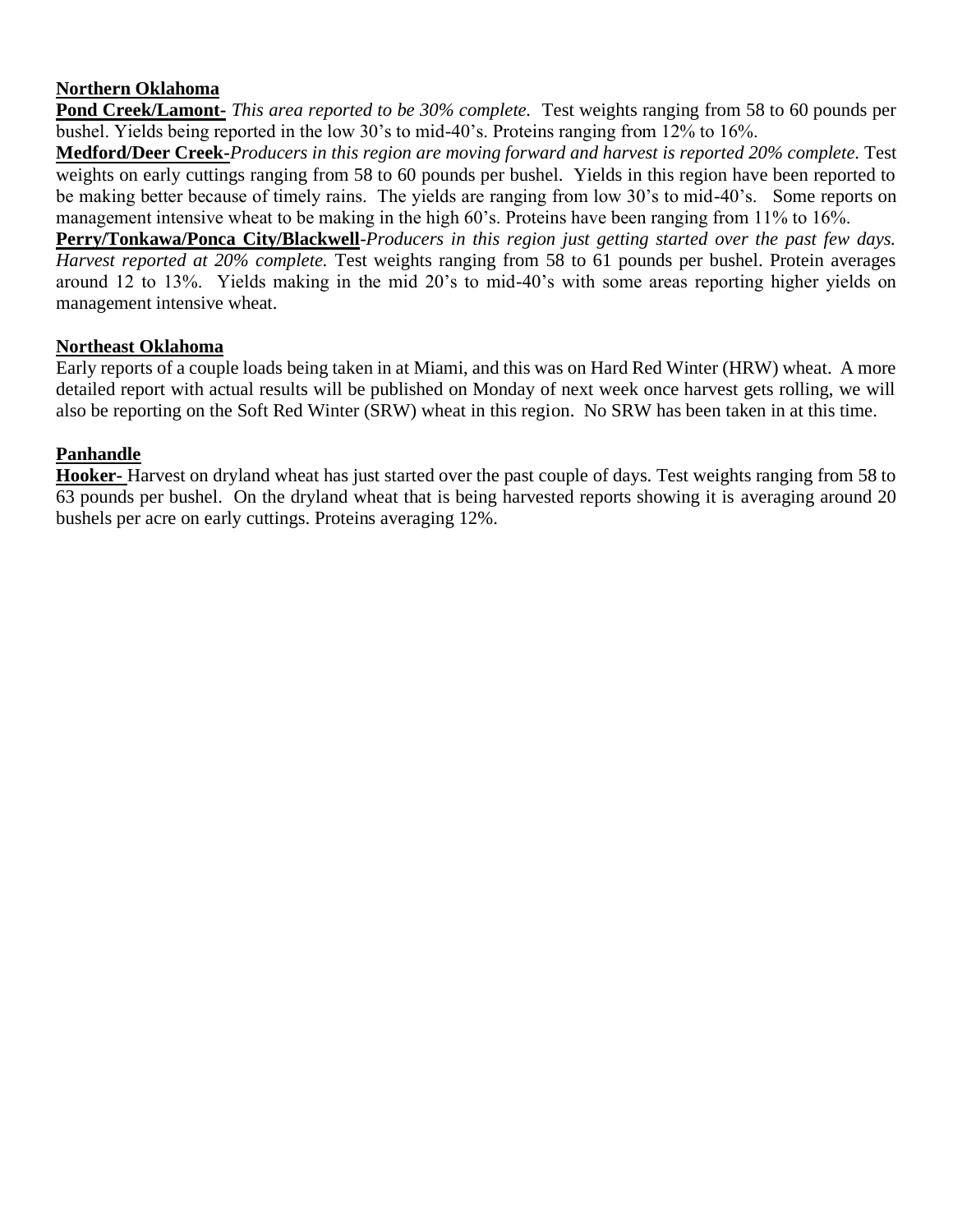## Northern Oklahoma

**Pond Creek/Lamont-** *This area reported to be 30% complete.* Test weights ranging from 58 to 60 pounds per bushel. Yields being reported in the low 30's to mid-40's. Proteins ranging from 12% to 16%.

**Medford/Deer Creek-***Producers in this region are moving forward and harvest is reported 20% complete.* Test weights on early cuttings ranging from 58 to 60 pounds per bushel. Yields in this region have been reported to be making better because of timely rains. The yields are ranging from low 30's to mid-40's. Some reports on management intensive wheat to be making in the high 60's. Proteins have been ranging from 11% to 16%.

**Perry/Tonkawa/Ponca City/Blackwell-***Producers in this region just getting started over the past few days. Harvest reported at 20% complete.* Test weights ranging from 58 to 61 pounds per bushel. Protein averages around 12 to 13%. Yields making in the mid 20's to mid-40's with some areas reporting higher yields on management intensive wheat.

## Northeast Oklahoma

Early reports of a couple loads being taken in at Miami, and this was on Hard Red Winter (HRW) wheat. A more detailed report with actual results will be published on Monday of next week once harvest gets rolling, we will also be reporting on the Soft Red Winter (SRW) wheat in this region. No SRW has been taken in at this time.

## Panhandle

**Hooker-** Harvest on dryland wheat has just started over the past couple of days. Test weights ranging from 58 to 63 pounds per bushel. On the dryland wheat that is being harvested reports showing it is averaging around 20 bushels per acre on early cuttings. Proteins averaging 12%.